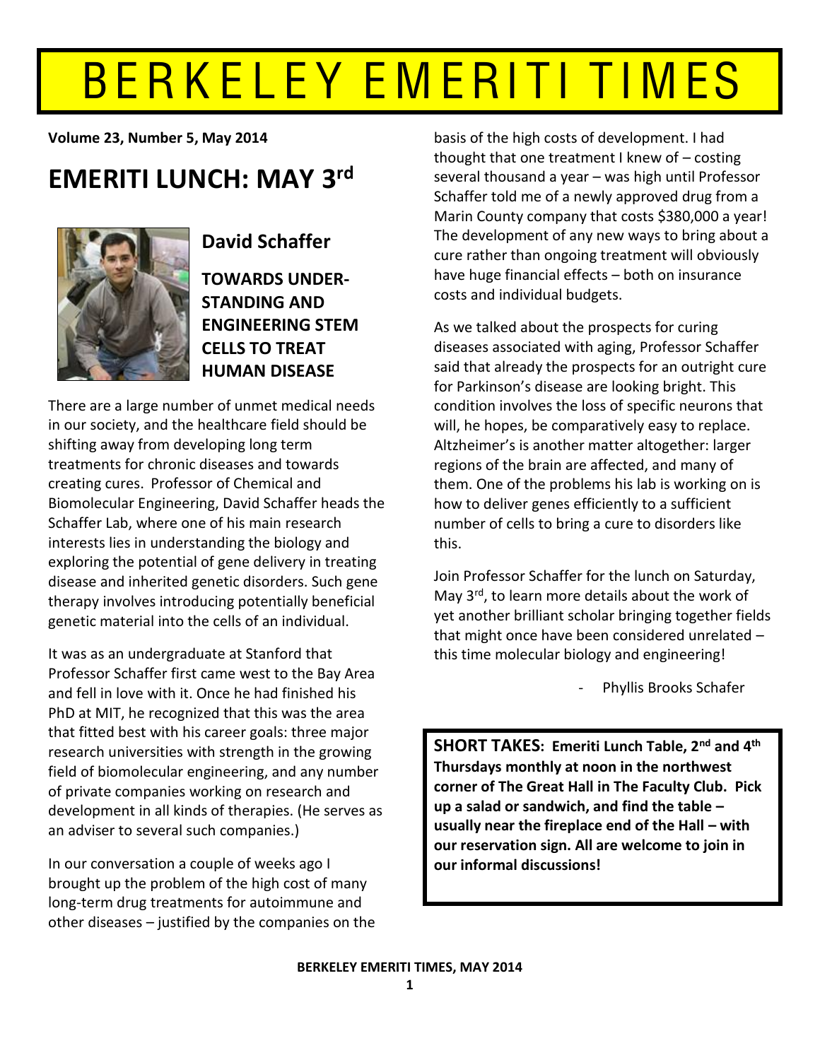# BERKELEY EMERITI TIMES

**Volume 23, Number 5, May 2014**

## EMERITI LUNCH: MAY 3rd

### David Schaffer

### TOWARDS UNDER-STANDING AND ENGINEERING STEM CELLS TO TREAT HUMAN DISEASE

There are a large number of unmet medical needs in our society, and the healthcare field should be shifting away from developing long term treatments for chronic diseases and towards creating cures. Professor of Chemical and Biomolecular Engineering, David Schaffer heads the Schaffer Lab, where one of his main research interests lies in understanding the biology and exploring the potential of gene delivery in treating disease and inherited genetic disorders. Such gene therapy involves introducing potentially beneficial genetic material into the cells of an individual.

It was as an undergraduate at Stanford that Professor Schaffer first came west to the Bay Area and fell in love with it. Once he had finished his PhD at MIT, he recognized that this was the area that fitted best with his career goals: three major research universities with strength in the growing field of biomolecular engineering, and any number of private companies working on research and development in all kinds of therapies. (He serves as an adviser to several such companies.)

In our conversation a couple of weeks ago I brought up the problem of the high cost of many long-term drug treatments for autoimmune and other diseases – justified by the companies on the basis of the high costs of development. I had thought that one treatment I knew of – costing several thousand a year – was high until Professor Schaffer told me of a newly approved drug from a Marin County company that costs $380,000 a year! The development of any new ways to bring about a cure rather than ongoing treatment will obviously have huge financial effects – both on insurance costs and individual budgets.

As we talked about the prospects for curing diseases associated with aging, Professor Schaffer said that already the prospects for an outright cure for Parkinson's disease are looking bright. This condition involves the loss of specific neurons that will, he hopes, be comparatively easy to replace. Altzheimer's is another matter altogether: larger regions of the brain are affected, and many of them. One of the problems his lab is working on is how to deliver genes efficiently to a sufficient number of cells to bring a cure to disorders like this.

Join Professor Schaffer for the lunch on Saturday, May 3rd, to learn more details about the work of yet another brilliant scholar bringing together fields that might once have been considered unrelated – this time molecular biology and engineering!

- Phyllis Brooks Schafer

**SHORT TAKES: Emeriti Lunch Table, 2nd and 4th Thursdays monthly at noon in the northwest corner of The Great Hall in The Faculty Club. Pick up a salad or sandwich, and find the table – usually near the fireplace end of the Hall – with our reservation sign. All are welcome to join in our informal discussions!**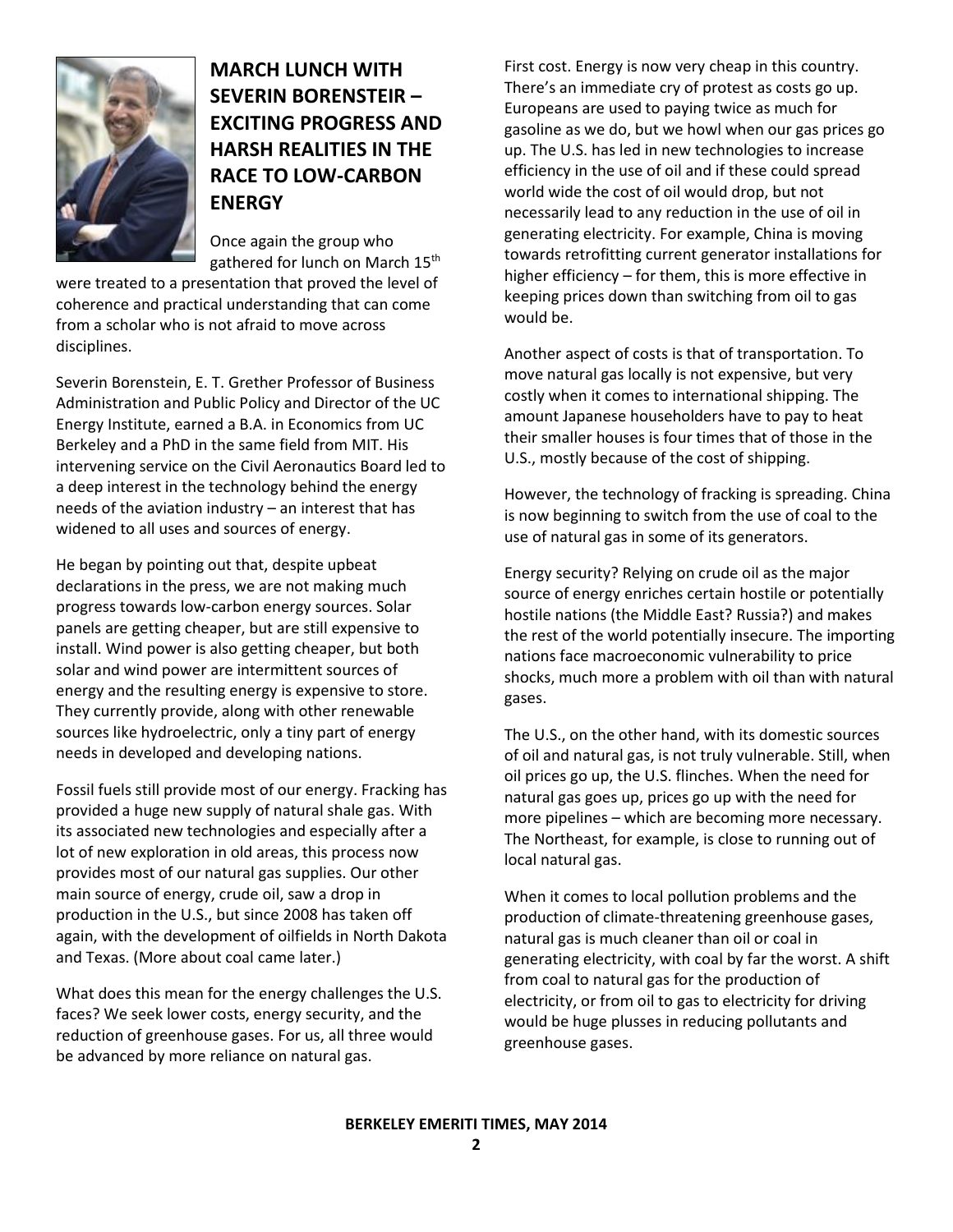## MARCH LUNCH WITH SEVERIN BORENSTEIR – EXCITING PROGRESS AND HARSH REALITIES IN THE RACE TO LOW-CARBON ENERGY

Once again the group who gathered for lunch on March 15th were treated to a presentation that proved the level of coherence and practical understanding that can come from a scholar who is not afraid to move across disciplines.

Severin Borenstein, E. T. Grether Professor of Business Administration and Public Policy and Director of the UC Energy Institute, earned a B.A. in Economics from UC Berkeley and a PhD in the same field from MIT. His intervening service on the Civil Aeronautics Board led to a deep interest in the technology behind the energy needs of the aviation industry – an interest that has widened to all uses and sources of energy.

He began by pointing out that, despite upbeat declarations in the press, we are not making much progress towards low-carbon energy sources. Solar panels are getting cheaper, but are still expensive to install. Wind power is also getting cheaper, but both solar and wind power are intermittent sources of energy and the resulting energy is expensive to store. They currently provide, along with other renewable sources like hydroelectric, only a tiny part of energy needs in developed and developing nations.

Fossil fuels still provide most of our energy. Fracking has provided a huge new supply of natural shale gas. With its associated new technologies and especially after a lot of new exploration in old areas, this process now provides most of our natural gas supplies. Our other main source of energy, crude oil, saw a drop in production in the U.S., but since 2008 has taken off again, with the development of oilfields in North Dakota and Texas. (More about coal came later.)

What does this mean for the energy challenges the U.S. faces? We seek lower costs, energy security, and the reduction of greenhouse gases. For us, all three would be advanced by more reliance on natural gas.

First cost. Energy is now very cheap in this country. There's an immediate cry of protest as costs go up. Europeans are used to paying twice as much for gasoline as we do, but we howl when our gas prices go up. The U.S. has led in new technologies to increase efficiency in the use of oil and if these could spread world wide the cost of oil would drop, but not necessarily lead to any reduction in the use of oil in generating electricity. For example, China is moving towards retrofitting current generator installations for higher efficiency – for them, this is more effective in keeping prices down than switching from oil to gas would be.

Another aspect of costs is that of transportation. To move natural gas locally is not expensive, but very costly when it comes to international shipping. The amount Japanese householders have to pay to heat their smaller houses is four times that of those in the U.S., mostly because of the cost of shipping.

However, the technology of fracking is spreading. China is now beginning to switch from the use of coal to the use of natural gas in some of its generators.

Energy security? Relying on crude oil as the major source of energy enriches certain hostile or potentially hostile nations (the Middle East? Russia?) and makes the rest of the world potentially insecure. The importing nations face macroeconomic vulnerability to price shocks, much more a problem with oil than with natural gases.

The U.S., on the other hand, with its domestic sources of oil and natural gas, is not truly vulnerable. Still, when oil prices go up, the U.S. flinches. When the need for natural gas goes up, prices go up with the need for more pipelines – which are becoming more necessary. The Northeast, for example, is close to running out of local natural gas.

When it comes to local pollution problems and the production of climate-threatening greenhouse gases, natural gas is much cleaner than oil or coal in generating electricity, with coal by far the worst. A shift from coal to natural gas for the production of electricity, or from oil to gas to electricity for driving would be huge plusses in reducing pollutants and greenhouse gases.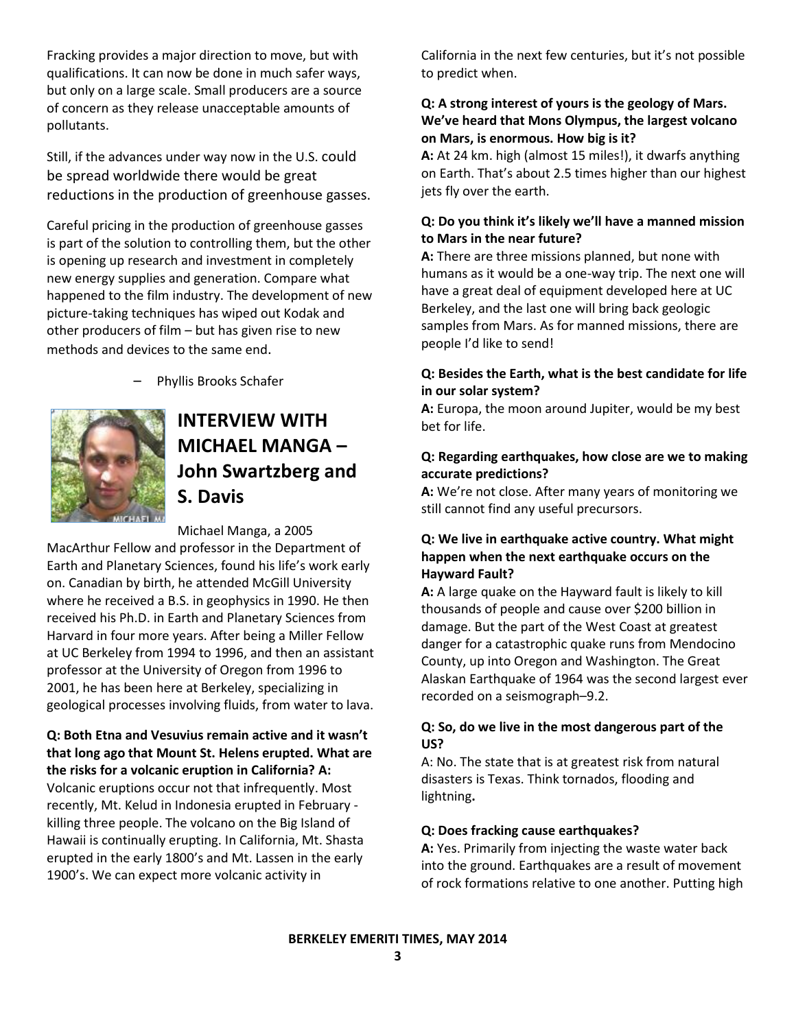Fracking provides a major direction to move, but with qualifications. It can now be done in much safer ways, but only on a large scale. Small producers are a source of concern as they release unacceptable amounts of pollutants.

Still, if the advances under way now in the U.S. could be spread worldwide there would be great reductions in the production of greenhouse gasses.

Careful pricing in the production of greenhouse gasses is part of the solution to controlling them, but the other is opening up research and investment in completely new energy supplies and generation. Compare what happened to the film industry. The development of new picture-taking techniques has wiped out Kodak and other producers of film – but has given rise to new methods and devices to the same end.

– Phyllis Brooks Schafer

## INTERVIEW WITH MICHAEL MANGA – John Swartzberg and S. Davis

Michael Manga, a 2005 MacArthur Fellow and professor in the Department of Earth and Planetary Sciences, found his life's work early on. Canadian by birth, he attended McGill University where he received a B.S. in geophysics in 1990. He then received his Ph.D. in Earth and Planetary Sciences from Harvard in four more years. After being a Miller Fellow at UC Berkeley from 1994 to 1996, and then an assistant professor at the University of Oregon from 1996 to 2001, he has been here at Berkeley, specializing in geological processes involving fluids, from water to lava.

**Q: Both Etna and Vesuvius remain active and it wasn't that long ago that Mount St. Helens erupted. What are the risks for a volcanic eruption in California? A:** Volcanic eruptions occur not that infrequently. Most recently, Mt. Kelud in Indonesia erupted in February - killing three people. The volcano on the Big Island of Hawaii is continually erupting. In California, Mt. Shasta erupted in the early 1800's and Mt. Lassen in the early 1900's. We can expect more volcanic activity in California in the next few centuries, but it's not possible to predict when.

**Q: A strong interest of yours is the geology of Mars. We've heard that Mons Olympus, the largest volcano on Mars, is enormous. How big is it?**
**A:** At 24 km. high (almost 15 miles!), it dwarfs anything on Earth. That's about 2.5 times higher than our highest jets fly over the earth.

**Q: Do you think it's likely we'll have a manned mission to Mars in the near future?**
**A:** There are three missions planned, but none with humans as it would be a one-way trip. The next one will have a great deal of equipment developed here at UC Berkeley, and the last one will bring back geologic samples from Mars. As for manned missions, there are people I'd like to send!

**Q: Besides the Earth, what is the best candidate for life in our solar system?**
**A:** Europa, the moon around Jupiter, would be my best bet for life.

**Q: Regarding earthquakes, how close are we to making accurate predictions?**
**A:** We're not close. After many years of monitoring we still cannot find any useful precursors.

**Q: We live in earthquake active country. What might happen when the next earthquake occurs on the Hayward Fault?**
**A:** A large quake on the Hayward fault is likely to kill thousands of people and cause over $200 billion in damage. But the part of the West Coast at greatest danger for a catastrophic quake runs from Mendocino County, up into Oregon and Washington. The Great Alaskan Earthquake of 1964 was the second largest ever recorded on a seismograph–9.2.

**Q: So, do we live in the most dangerous part of the US?**
A: No. The state that is at greatest risk from natural disasters is Texas. Think tornados, flooding and lightning**.**

**Q: Does fracking cause earthquakes?**
**A:** Yes. Primarily from injecting the waste water back into the ground. Earthquakes are a result of movement of rock formations relative to one another. Putting high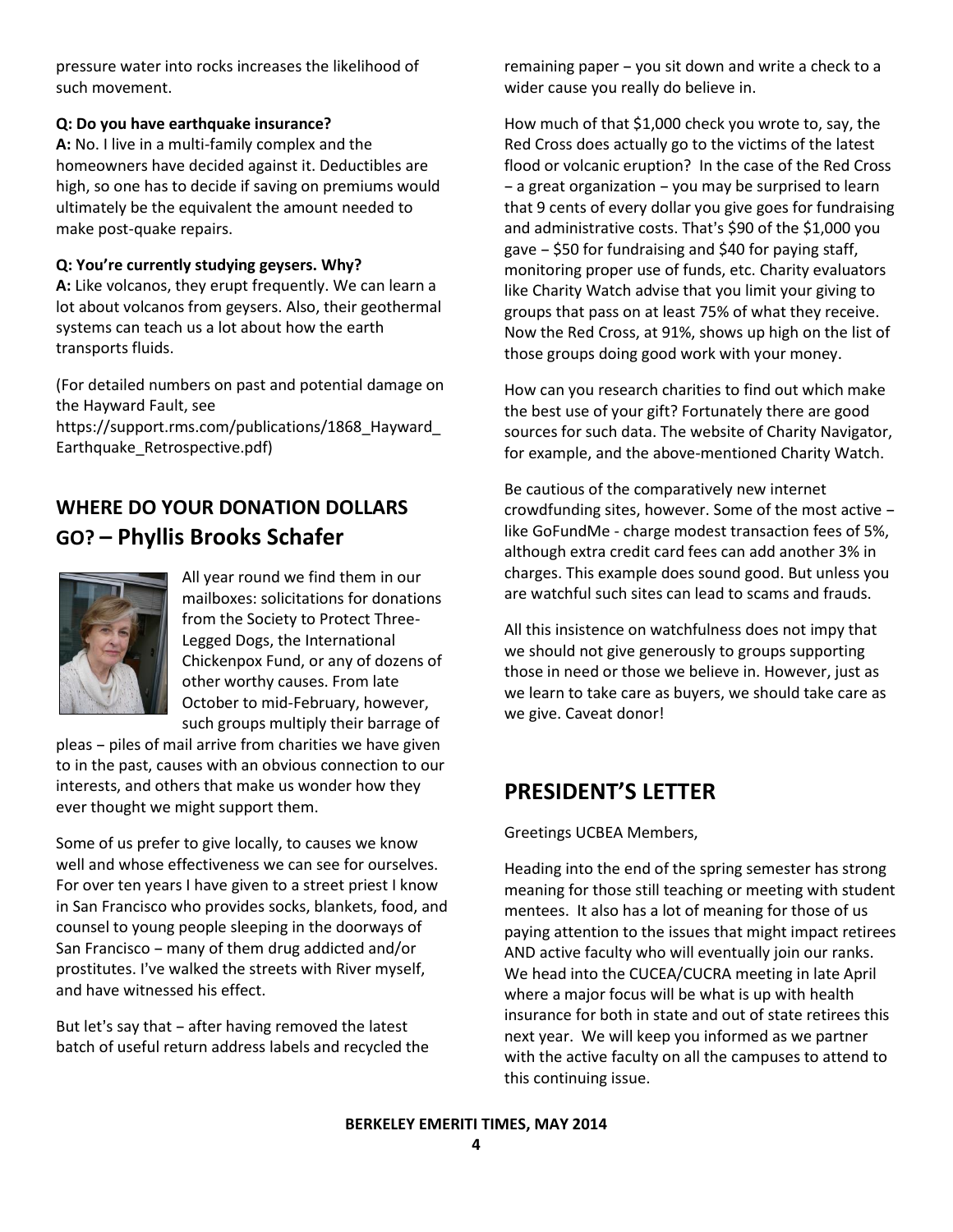pressure water into rocks increases the likelihood of such movement.

**Q: Do you have earthquake insurance?**

**A:** No. I live in a multi-family complex and the homeowners have decided against it. Deductibles are high, so one has to decide if saving on premiums would ultimately be the equivalent the amount needed to make post-quake repairs.

**Q: You're currently studying geysers. Why?**

**A:** Like volcanos, they erupt frequently. We can learn a lot about volcanos from geysers. Also, their geothermal systems can teach us a lot about how the earth transports fluids.

(For detailed numbers on past and potential damage on the Hayward Fault, see https://support.rms.com/publications/1868_Hayward_Earthquake_Retrospective.pdf)

## WHERE DO YOUR DONATION DOLLARS GO? – Phyllis Brooks Schafer

All year round we find them in our mailboxes: solicitations for donations from the Society to Protect Three-Legged Dogs, the International Chickenpox Fund, or any of dozens of other worthy causes. From late October to mid-February, however, such groups multiply their barrage of pleas – piles of mail arrive from charities we have given to in the past, causes with an obvious connection to our interests, and others that make us wonder how they ever thought we might support them.

Some of us prefer to give locally, to causes we know well and whose effectiveness we can see for ourselves. For over ten years I have given to a street priest I know in San Francisco who provides socks, blankets, food, and counsel to young people sleeping in the doorways of San Francisco – many of them drug addicted and/or prostitutes. I've walked the streets with River myself, and have witnessed his effect.

But let's say that – after having removed the latest batch of useful return address labels and recycled the remaining paper – you sit down and write a check to a wider cause you really do believe in.

How much of that $1,000 check you wrote to, say, the Red Cross does actually go to the victims of the latest flood or volcanic eruption? In the case of the Red Cross – a great organization – you may be surprised to learn that 9 cents of every dollar you give goes for fundraising and administrative costs. That's $90 of the $1,000 you gave – $50 for fundraising and $40 for paying staff, monitoring proper use of funds, etc. Charity evaluators like Charity Watch advise that you limit your giving to groups that pass on at least 75% of what they receive. Now the Red Cross, at 91%, shows up high on the list of those groups doing good work with your money.

How can you research charities to find out which make the best use of your gift? Fortunately there are good sources for such data. The website of Charity Navigator, for example, and the above-mentioned Charity Watch.

Be cautious of the comparatively new internet crowdfunding sites, however. Some of the most active – like GoFundMe - charge modest transaction fees of 5%, although extra credit card fees can add another 3% in charges. This example does sound good. But unless you are watchful such sites can lead to scams and frauds.

All this insistence on watchfulness does not impy that we should not give generously to groups supporting those in need or those we believe in. However, just as we learn to take care as buyers, we should take care as we give. Caveat donor!

## PRESIDENT'S LETTER

Greetings UCBEA Members,

Heading into the end of the spring semester has strong meaning for those still teaching or meeting with student mentees. It also has a lot of meaning for those of us paying attention to the issues that might impact retirees AND active faculty who will eventually join our ranks. We head into the CUCEA/CUCRA meeting in late April where a major focus will be what is up with health insurance for both in state and out of state retirees this next year. We will keep you informed as we partner with the active faculty on all the campuses to attend to this continuing issue.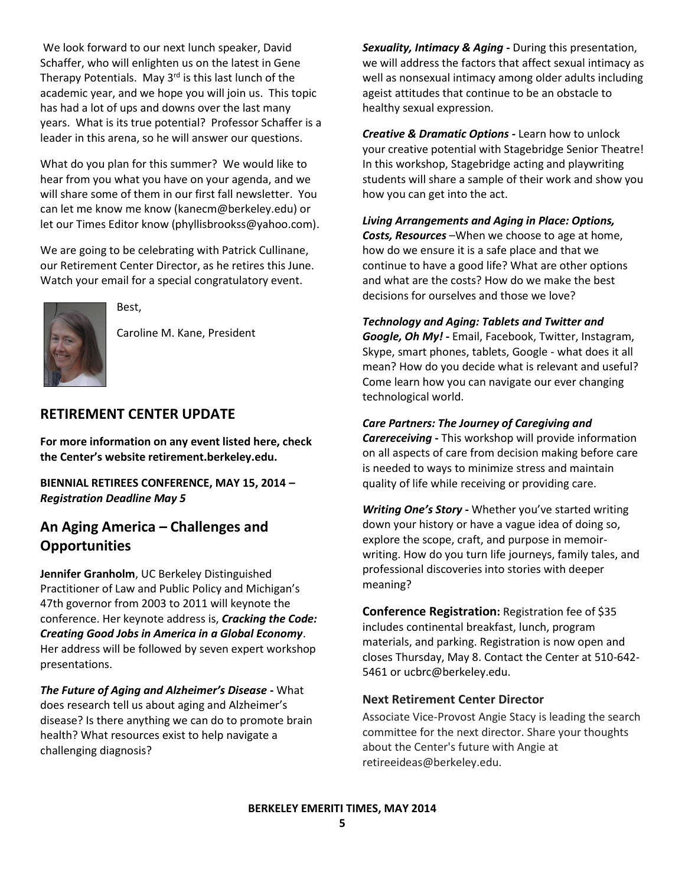We look forward to our next lunch speaker, David Schaffer, who will enlighten us on the latest in Gene Therapy Potentials. May 3rd is this last lunch of the academic year, and we hope you will join us. This topic has had a lot of ups and downs over the last many years. What is its true potential? Professor Schaffer is a leader in this arena, so he will answer our questions.

What do you plan for this summer? We would like to hear from you what you have on your agenda, and we will share some of them in our first fall newsletter. You can let me know me know (kanecm@berkeley.edu) or let our Times Editor know (phyllisbrookss@yahoo.com).

We are going to be celebrating with Patrick Cullinane, our Retirement Center Director, as he retires this June. Watch your email for a special congratulatory event.

Best,

Caroline M. Kane, President

## RETIREMENT CENTER UPDATE

**For more information on any event listed here, check the Center's website retirement.berkeley.edu.**

**BIENNIAL RETIREES CONFERENCE, MAY 15, 2014 –** ***Registration Deadline May 5***

## An Aging America – Challenges and Opportunities

**Jennifer Granholm**, UC Berkeley Distinguished Practitioner of Law and Public Policy and Michigan's 47th governor from 2003 to 2011 will keynote the conference. Her keynote address is, ***Cracking the Code: Creating Good Jobs in America in a Global Economy***. Her address will be followed by seven expert workshop presentations.

***The Future of Aging and Alzheimer's Disease* -** What does research tell us about aging and Alzheimer's disease? Is there anything we can do to promote brain health? What resources exist to help navigate a challenging diagnosis?

***Sexuality, Intimacy & Aging* -** During this presentation, we will address the factors that affect sexual intimacy as well as nonsexual intimacy among older adults including ageist attitudes that continue to be an obstacle to healthy sexual expression.

***Creative & Dramatic Options* -** Learn how to unlock your creative potential with Stagebridge Senior Theatre! In this workshop, Stagebridge acting and playwriting students will share a sample of their work and show you how you can get into the act.

***Living Arrangements and Aging in Place: Options, Costs, Resources*** –When we choose to age at home, how do we ensure it is a safe place and that we continue to have a good life? What are other options and what are the costs? How do we make the best decisions for ourselves and those we love?

***Technology and Aging: Tablets and Twitter and Google, Oh My!* -** Email, Facebook, Twitter, Instagram, Skype, smart phones, tablets, Google - what does it all mean? How do you decide what is relevant and useful? Come learn how you can navigate our ever changing technological world.

***Care Partners: The Journey of Caregiving and Carereceiving* -** This workshop will provide information on all aspects of care from decision making before care is needed to ways to minimize stress and maintain quality of life while receiving or providing care.

***Writing One's Story* -** Whether you've started writing down your history or have a vague idea of doing so, explore the scope, craft, and purpose in memoir-writing. How do you turn life journeys, family tales, and professional discoveries into stories with deeper meaning?

**Conference Registration:** Registration fee of $35 includes continental breakfast, lunch, program materials, and parking. Registration is now open and closes Thursday, May 8. Contact the Center at 510-642-5461 or ucbrc@berkeley.edu.

### Next Retirement Center Director

Associate Vice-Provost Angie Stacy is leading the search committee for the next director. Share your thoughts about the Center's future with Angie at retireeideas@berkeley.edu.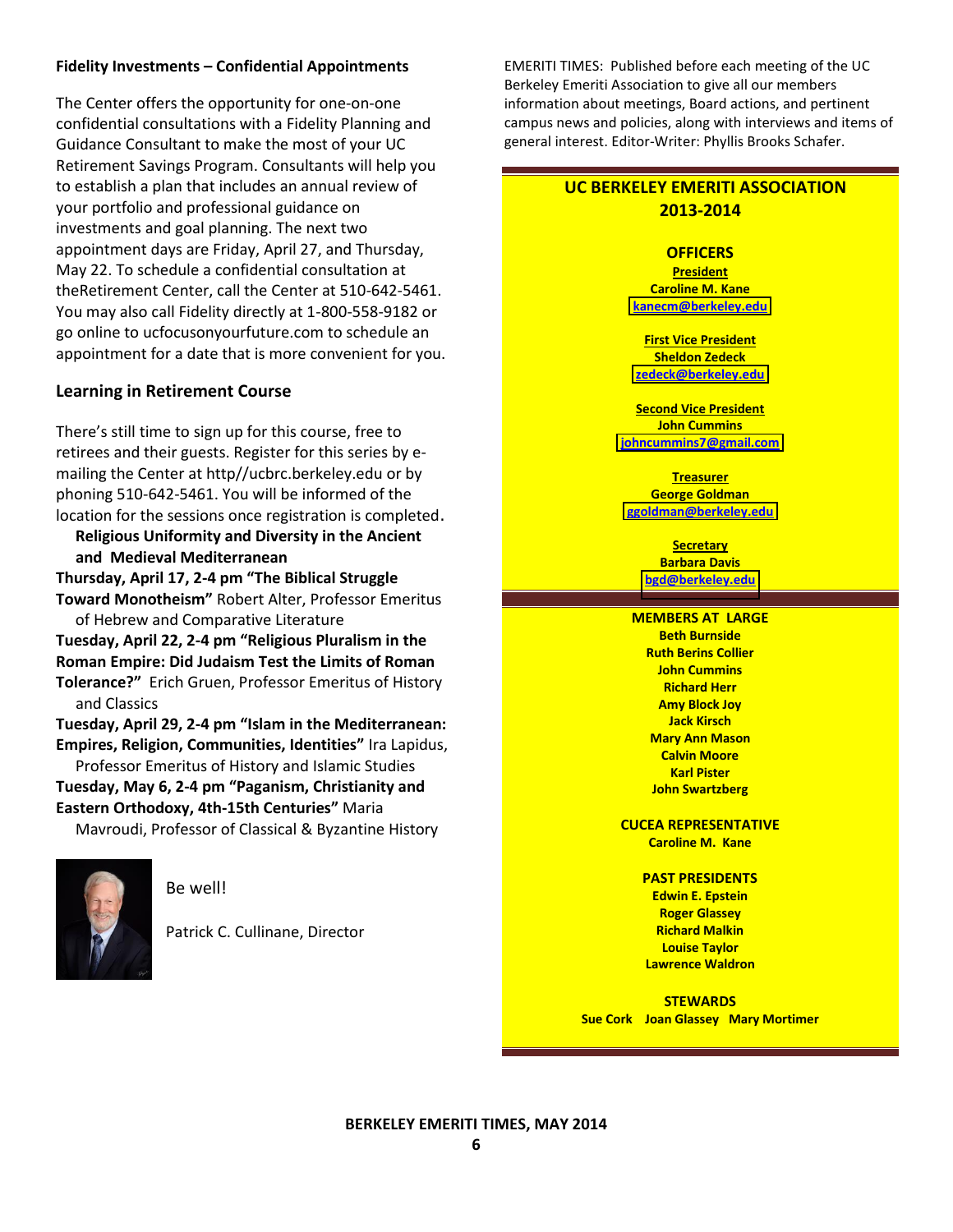**Fidelity Investments – Confidential Appointments**

The Center offers the opportunity for one-on-one confidential consultations with a Fidelity Planning and Guidance Consultant to make the most of your UC Retirement Savings Program. Consultants will help you to establish a plan that includes an annual review of your portfolio and professional guidance on investments and goal planning. The next two appointment days are Friday, April 27, and Thursday, May 22. To schedule a confidential consultation at theRetirement Center, call the Center at 510-642-5461. You may also call Fidelity directly at 1-800-558-9182 or go online to ucfocusonyourfuture.com to schedule an appointment for a date that is more convenient for you.

## Learning in Retirement Course

There's still time to sign up for this course, free to retirees and their guests. Register for this series by e-mailing the Center at http//ucbrc.berkeley.edu or by phoning 510-642-5461. You will be informed of the location for the sessions once registration is completed.

**Religious Uniformity and Diversity in the Ancient and Medieval Mediterranean**

**Thursday, April 17, 2-4 pm "The Biblical Struggle Toward Monotheism"** Robert Alter, Professor Emeritus of Hebrew and Comparative Literature

**Tuesday, April 22, 2-4 pm "Religious Pluralism in the Roman Empire: Did Judaism Test the Limits of Roman Tolerance?"** Erich Gruen, Professor Emeritus of History and Classics

**Tuesday, April 29, 2-4 pm "Islam in the Mediterranean: Empires, Religion, Communities, Identities"** Ira Lapidus, Professor Emeritus of History and Islamic Studies

**Tuesday, May 6, 2-4 pm "Paganism, Christianity and Eastern Orthodoxy, 4th-15th Centuries"** Maria Mavroudi, Professor of Classical & Byzantine History

Be well!

Patrick C. Cullinane, Director

EMERITI TIMES: Published before each meeting of the UC Berkeley Emeriti Association to give all our members information about meetings, Board actions, and pertinent campus news and policies, along with interviews and items of general interest. Editor-Writer: Phyllis Brooks Schafer.

## UC BERKELEY EMERITI ASSOCIATION 2013-2014

### OFFICERS

**President**
Caroline M. Kane
kanecm@berkeley.edu

**First Vice President**
Sheldon Zedeck
zedeck@berkeley.edu

**Second Vice President**
John Cummins
johncummins7@gmail.com

**Treasurer**
George Goldman
ggoldman@berkeley.edu

**Secretary**
Barbara Davis
bgd@berkeley.edu

### MEMBERS AT LARGE

Beth Burnside
Ruth Berins Collier
John Cummins
Richard Herr
Amy Block Joy
Jack Kirsch
Mary Ann Mason
Calvin Moore
Karl Pister
John Swartzberg

### CUCEA REPRESENTATIVE

Caroline M. Kane

### PAST PRESIDENTS

Edwin E. Epstein
Roger Glassey
Richard Malkin
Louise Taylor
Lawrence Waldron

### STEWARDS

Sue Cork Joan Glassey Mary Mortimer